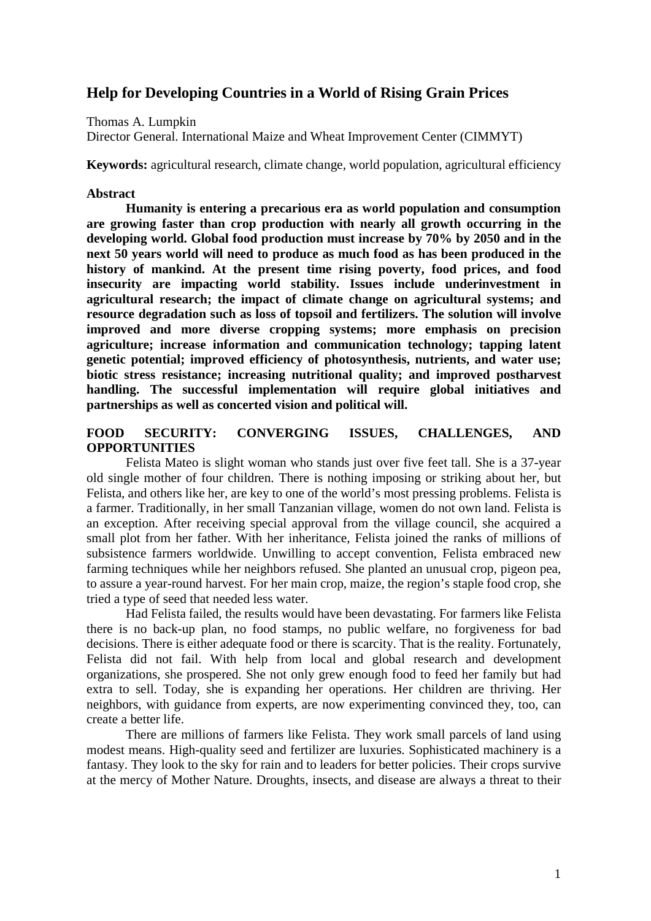# Help for Developing Countries in a World of Rising Grain Prices

Thomas A. Lumpkin

Director General. International Maize and Wheat Improvement Center (CIMMYT)

**Keywords:** agricultural research, climate change, world population, agricultural efficiency

**Abstract**

**Humanity is entering a precarious era as world population and consumption are growing faster than crop production with nearly all growth occurring in the developing world. Global food production must increase by 70% by 2050 and in the next 50 years world will need to produce as much food as has been produced in the history of mankind. At the present time rising poverty, food prices, and food insecurity are impacting world stability. Issues include underinvestment in agricultural research; the impact of climate change on agricultural systems; and resource degradation such as loss of topsoil and fertilizers. The solution will involve improved and more diverse cropping systems; more emphasis on precision agriculture; increase information and communication technology; tapping latent genetic potential; improved efficiency of photosynthesis, nutrients, and water use; biotic stress resistance; increasing nutritional quality; and improved postharvest handling. The successful implementation will require global initiatives and partnerships as well as concerted vision and political will.**

## FOOD SECURITY: CONVERGING ISSUES, CHALLENGES, AND OPPORTUNITIES

Felista Mateo is slight woman who stands just over five feet tall. She is a 37-year old single mother of four children. There is nothing imposing or striking about her, but Felista, and others like her, are key to one of the world's most pressing problems. Felista is a farmer. Traditionally, in her small Tanzanian village, women do not own land. Felista is an exception. After receiving special approval from the village council, she acquired a small plot from her father. With her inheritance, Felista joined the ranks of millions of subsistence farmers worldwide. Unwilling to accept convention, Felista embraced new farming techniques while her neighbors refused. She planted an unusual crop, pigeon pea, to assure a year-round harvest. For her main crop, maize, the region's staple food crop, she tried a type of seed that needed less water.

Had Felista failed, the results would have been devastating. For farmers like Felista there is no back-up plan, no food stamps, no public welfare, no forgiveness for bad decisions. There is either adequate food or there is scarcity. That is the reality. Fortunately, Felista did not fail. With help from local and global research and development organizations, she prospered. She not only grew enough food to feed her family but had extra to sell. Today, she is expanding her operations. Her children are thriving. Her neighbors, with guidance from experts, are now experimenting convinced they, too, can create a better life.

There are millions of farmers like Felista. They work small parcels of land using modest means. High-quality seed and fertilizer are luxuries. Sophisticated machinery is a fantasy. They look to the sky for rain and to leaders for better policies. Their crops survive at the mercy of Mother Nature. Droughts, insects, and disease are always a threat to their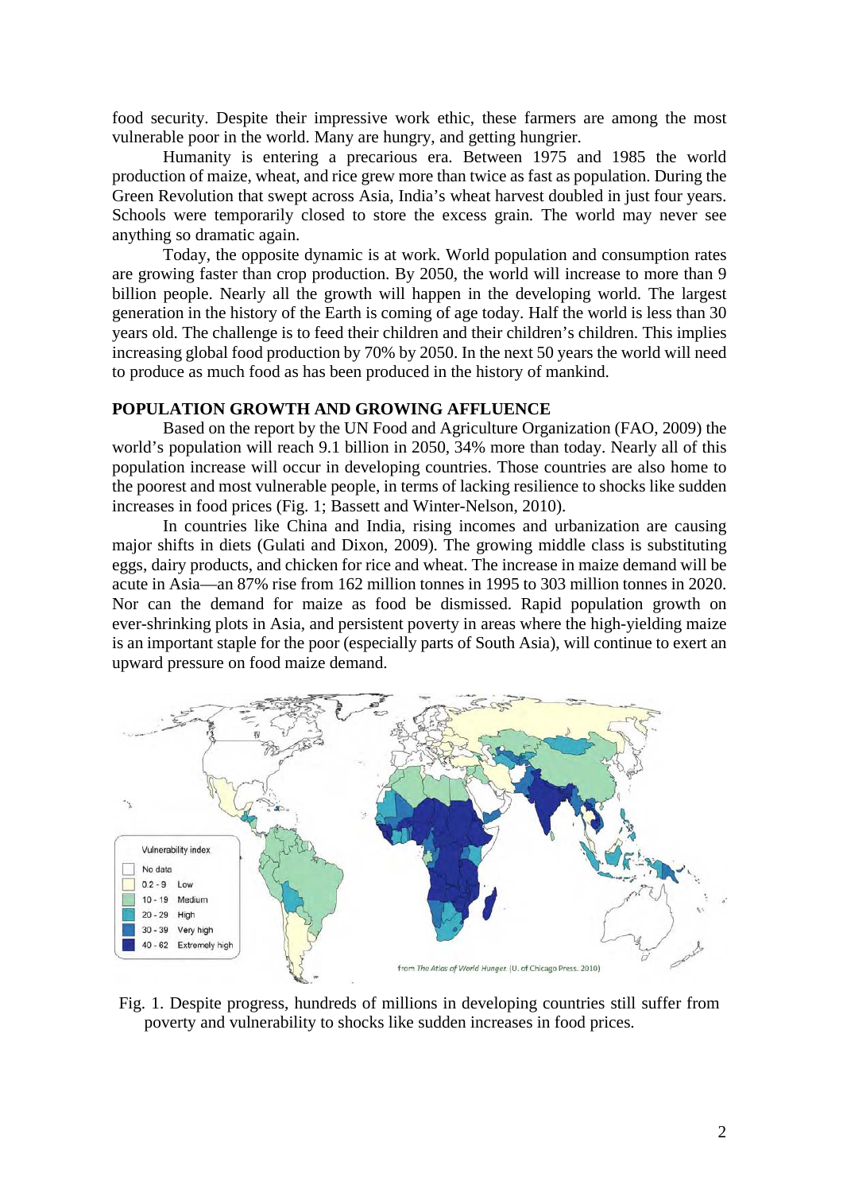food security. Despite their impressive work ethic, these farmers are among the most vulnerable poor in the world. Many are hungry, and getting hungrier.

Humanity is entering a precarious era. Between 1975 and 1985 the world production of maize, wheat, and rice grew more than twice as fast as population. During the Green Revolution that swept across Asia, India's wheat harvest doubled in just four years. Schools were temporarily closed to store the excess grain. The world may never see anything so dramatic again.

Today, the opposite dynamic is at work. World population and consumption rates are growing faster than crop production. By 2050, the world will increase to more than 9 billion people. Nearly all the growth will happen in the developing world. The largest generation in the history of the Earth is coming of age today. Half the world is less than 30 years old. The challenge is to feed their children and their children's children. This implies increasing global food production by 70% by 2050. In the next 50 years the world will need to produce as much food as has been produced in the history of mankind.

## POPULATION GROWTH AND GROWING AFFLUENCE

Based on the report by the UN Food and Agriculture Organization (FAO, 2009) the world's population will reach 9.1 billion in 2050, 34% more than today. Nearly all of this population increase will occur in developing countries. Those countries are also home to the poorest and most vulnerable people, in terms of lacking resilience to shocks like sudden increases in food prices (Fig. 1; Bassett and Winter-Nelson, 2010).

In countries like China and India, rising incomes and urbanization are causing major shifts in diets (Gulati and Dixon, 2009). The growing middle class is substituting eggs, dairy products, and chicken for rice and wheat. The increase in maize demand will be acute in Asia—an 87% rise from 162 million tonnes in 1995 to 303 million tonnes in 2020. Nor can the demand for maize as food be dismissed. Rapid population growth on ever-shrinking plots in Asia, and persistent poverty in areas where the high-yielding maize is an important staple for the poor (especially parts of South Asia), will continue to exert an upward pressure on food maize demand.

Fig. 1. Despite progress, hundreds of millions in developing countries still suffer from poverty and vulnerability to shocks like sudden increases in food prices.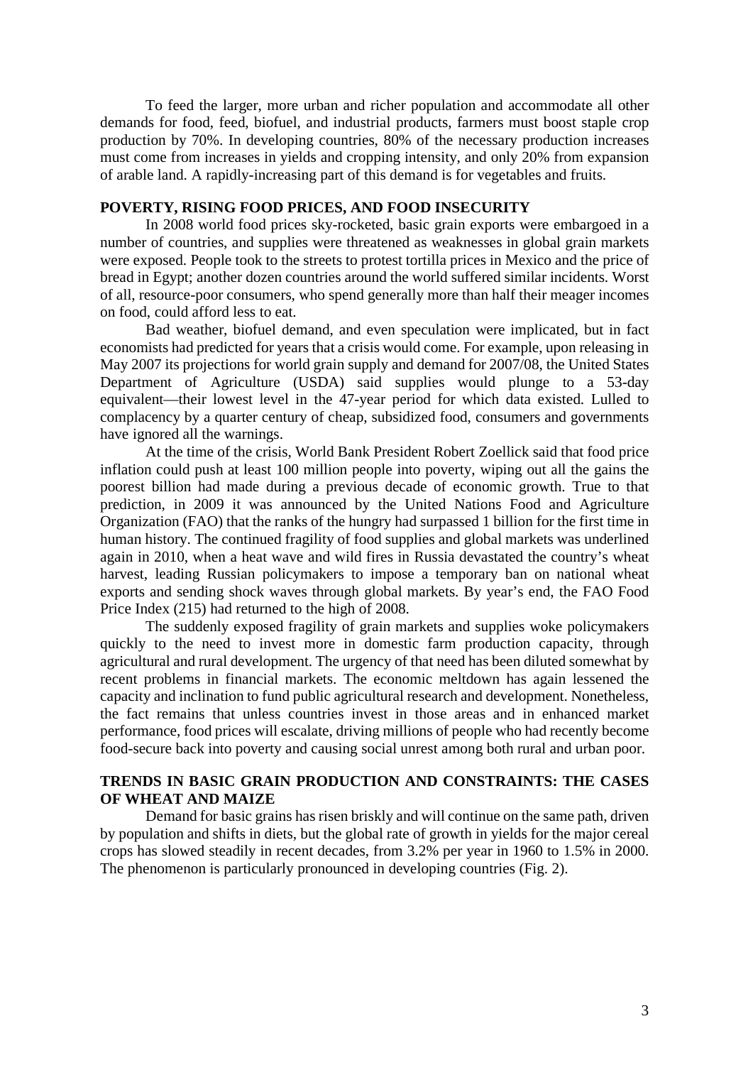To feed the larger, more urban and richer population and accommodate all other demands for food, feed, biofuel, and industrial products, farmers must boost staple crop production by 70%. In developing countries, 80% of the necessary production increases must come from increases in yields and cropping intensity, and only 20% from expansion of arable land. A rapidly-increasing part of this demand is for vegetables and fruits.

## POVERTY, RISING FOOD PRICES, AND FOOD INSECURITY

In 2008 world food prices sky-rocketed, basic grain exports were embargoed in a number of countries, and supplies were threatened as weaknesses in global grain markets were exposed. People took to the streets to protest tortilla prices in Mexico and the price of bread in Egypt; another dozen countries around the world suffered similar incidents. Worst of all, resource-poor consumers, who spend generally more than half their meager incomes on food, could afford less to eat.

Bad weather, biofuel demand, and even speculation were implicated, but in fact economists had predicted for years that a crisis would come. For example, upon releasing in May 2007 its projections for world grain supply and demand for 2007/08, the United States Department of Agriculture (USDA) said supplies would plunge to a 53-day equivalent—their lowest level in the 47-year period for which data existed. Lulled to complacency by a quarter century of cheap, subsidized food, consumers and governments have ignored all the warnings.

At the time of the crisis, World Bank President Robert Zoellick said that food price inflation could push at least 100 million people into poverty, wiping out all the gains the poorest billion had made during a previous decade of economic growth. True to that prediction, in 2009 it was announced by the United Nations Food and Agriculture Organization (FAO) that the ranks of the hungry had surpassed 1 billion for the first time in human history. The continued fragility of food supplies and global markets was underlined again in 2010, when a heat wave and wild fires in Russia devastated the country's wheat harvest, leading Russian policymakers to impose a temporary ban on national wheat exports and sending shock waves through global markets. By year's end, the FAO Food Price Index (215) had returned to the high of 2008.

The suddenly exposed fragility of grain markets and supplies woke policymakers quickly to the need to invest more in domestic farm production capacity, through agricultural and rural development. The urgency of that need has been diluted somewhat by recent problems in financial markets. The economic meltdown has again lessened the capacity and inclination to fund public agricultural research and development. Nonetheless, the fact remains that unless countries invest in those areas and in enhanced market performance, food prices will escalate, driving millions of people who had recently become food-secure back into poverty and causing social unrest among both rural and urban poor.

## TRENDS IN BASIC GRAIN PRODUCTION AND CONSTRAINTS: THE CASES OF WHEAT AND MAIZE

Demand for basic grains has risen briskly and will continue on the same path, driven by population and shifts in diets, but the global rate of growth in yields for the major cereal crops has slowed steadily in recent decades, from 3.2% per year in 1960 to 1.5% in 2000. The phenomenon is particularly pronounced in developing countries (Fig. 2).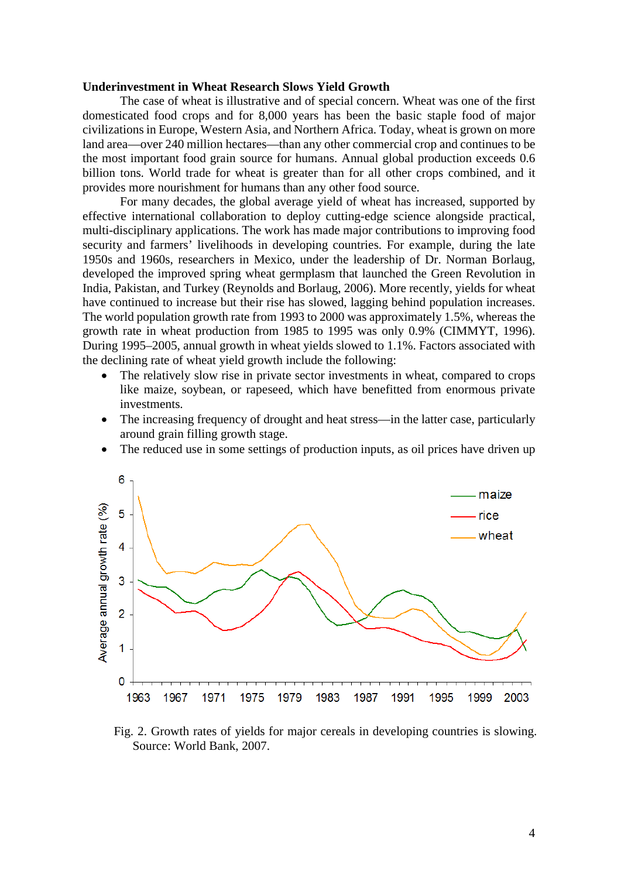**Underinvestment in Wheat Research Slows Yield Growth**

The case of wheat is illustrative and of special concern. Wheat was one of the first domesticated food crops and for 8,000 years has been the basic staple food of major civilizations in Europe, Western Asia, and Northern Africa. Today, wheat is grown on more land area—over 240 million hectares—than any other commercial crop and continues to be the most important food grain source for humans. Annual global production exceeds 0.6 billion tons. World trade for wheat is greater than for all other crops combined, and it provides more nourishment for humans than any other food source.

For many decades, the global average yield of wheat has increased, supported by effective international collaboration to deploy cutting-edge science alongside practical, multi-disciplinary applications. The work has made major contributions to improving food security and farmers' livelihoods in developing countries. For example, during the late 1950s and 1960s, researchers in Mexico, under the leadership of Dr. Norman Borlaug, developed the improved spring wheat germplasm that launched the Green Revolution in India, Pakistan, and Turkey (Reynolds and Borlaug, 2006). More recently, yields for wheat have continued to increase but their rise has slowed, lagging behind population increases. The world population growth rate from 1993 to 2000 was approximately 1.5%, whereas the growth rate in wheat production from 1985 to 1995 was only 0.9% (CIMMYT, 1996). During 1995–2005, annual growth in wheat yields slowed to 1.1%. Factors associated with the declining rate of wheat yield growth include the following:

- The relatively slow rise in private sector investments in wheat, compared to crops like maize, soybean, or rapeseed, which have benefitted from enormous private investments.
- The increasing frequency of drought and heat stress—in the latter case, particularly around grain filling growth stage.
- The reduced use in some settings of production inputs, as oil prices have driven up

Fig. 2. Growth rates of yields for major cereals in developing countries is slowing. Source: World Bank, 2007.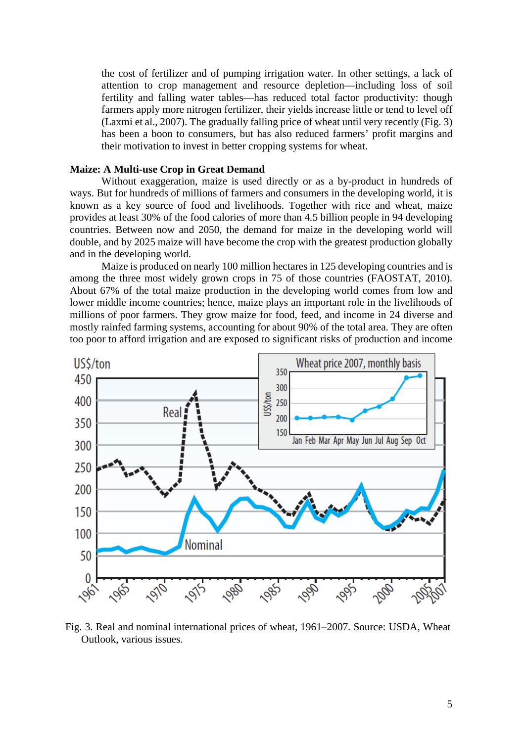the cost of fertilizer and of pumping irrigation water. In other settings, a lack of attention to crop management and resource depletion—including loss of soil fertility and falling water tables—has reduced total factor productivity: though farmers apply more nitrogen fertilizer, their yields increase little or tend to level off (Laxmi et al., 2007). The gradually falling price of wheat until very recently (Fig. 3) has been a boon to consumers, but has also reduced farmers' profit margins and their motivation to invest in better cropping systems for wheat.

**Maize: A Multi-use Crop in Great Demand**

Without exaggeration, maize is used directly or as a by-product in hundreds of ways. But for hundreds of millions of farmers and consumers in the developing world, it is known as a key source of food and livelihoods. Together with rice and wheat, maize provides at least 30% of the food calories of more than 4.5 billion people in 94 developing countries. Between now and 2050, the demand for maize in the developing world will double, and by 2025 maize will have become the crop with the greatest production globally and in the developing world.

Maize is produced on nearly 100 million hectares in 125 developing countries and is among the three most widely grown crops in 75 of those countries (FAOSTAT, 2010). About 67% of the total maize production in the developing world comes from low and lower middle income countries; hence, maize plays an important role in the livelihoods of millions of poor farmers. They grow maize for food, feed, and income in 24 diverse and mostly rainfed farming systems, accounting for about 90% of the total area. They are often too poor to afford irrigation and are exposed to significant risks of production and income

Fig. 3. Real and nominal international prices of wheat, 1961–2007. Source: USDA, Wheat Outlook, various issues.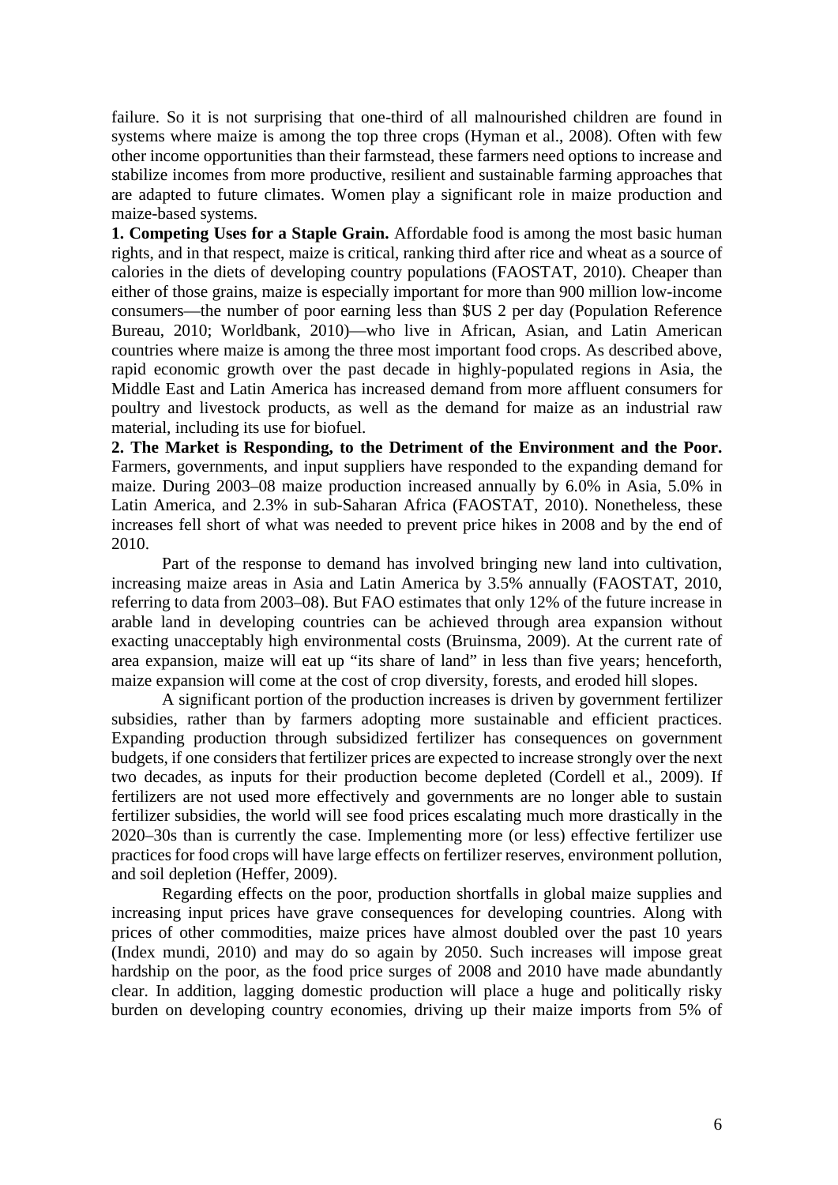failure. So it is not surprising that one-third of all malnourished children are found in systems where maize is among the top three crops (Hyman et al., 2008). Often with few other income opportunities than their farmstead, these farmers need options to increase and stabilize incomes from more productive, resilient and sustainable farming approaches that are adapted to future climates. Women play a significant role in maize production and maize-based systems.

**1. Competing Uses for a Staple Grain.** Affordable food is among the most basic human rights, and in that respect, maize is critical, ranking third after rice and wheat as a source of calories in the diets of developing country populations (FAOSTAT, 2010). Cheaper than either of those grains, maize is especially important for more than 900 million low-income consumers—the number of poor earning less than $US 2 per day (Population Reference Bureau, 2010; Worldbank, 2010)—who live in African, Asian, and Latin American countries where maize is among the three most important food crops. As described above, rapid economic growth over the past decade in highly-populated regions in Asia, the Middle East and Latin America has increased demand from more affluent consumers for poultry and livestock products, as well as the demand for maize as an industrial raw material, including its use for biofuel.

**2. The Market is Responding, to the Detriment of the Environment and the Poor.** Farmers, governments, and input suppliers have responded to the expanding demand for maize. During 2003–08 maize production increased annually by 6.0% in Asia, 5.0% in Latin America, and 2.3% in sub-Saharan Africa (FAOSTAT, 2010). Nonetheless, these increases fell short of what was needed to prevent price hikes in 2008 and by the end of 2010.

Part of the response to demand has involved bringing new land into cultivation, increasing maize areas in Asia and Latin America by 3.5% annually (FAOSTAT, 2010, referring to data from 2003–08). But FAO estimates that only 12% of the future increase in arable land in developing countries can be achieved through area expansion without exacting unacceptably high environmental costs (Bruinsma, 2009). At the current rate of area expansion, maize will eat up "its share of land" in less than five years; henceforth, maize expansion will come at the cost of crop diversity, forests, and eroded hill slopes.

A significant portion of the production increases is driven by government fertilizer subsidies, rather than by farmers adopting more sustainable and efficient practices. Expanding production through subsidized fertilizer has consequences on government budgets, if one considers that fertilizer prices are expected to increase strongly over the next two decades, as inputs for their production become depleted (Cordell et al., 2009). If fertilizers are not used more effectively and governments are no longer able to sustain fertilizer subsidies, the world will see food prices escalating much more drastically in the 2020–30s than is currently the case. Implementing more (or less) effective fertilizer use practices for food crops will have large effects on fertilizer reserves, environment pollution, and soil depletion (Heffer, 2009).

Regarding effects on the poor, production shortfalls in global maize supplies and increasing input prices have grave consequences for developing countries. Along with prices of other commodities, maize prices have almost doubled over the past 10 years (Index mundi, 2010) and may do so again by 2050. Such increases will impose great hardship on the poor, as the food price surges of 2008 and 2010 have made abundantly clear. In addition, lagging domestic production will place a huge and politically risky burden on developing country economies, driving up their maize imports from 5% of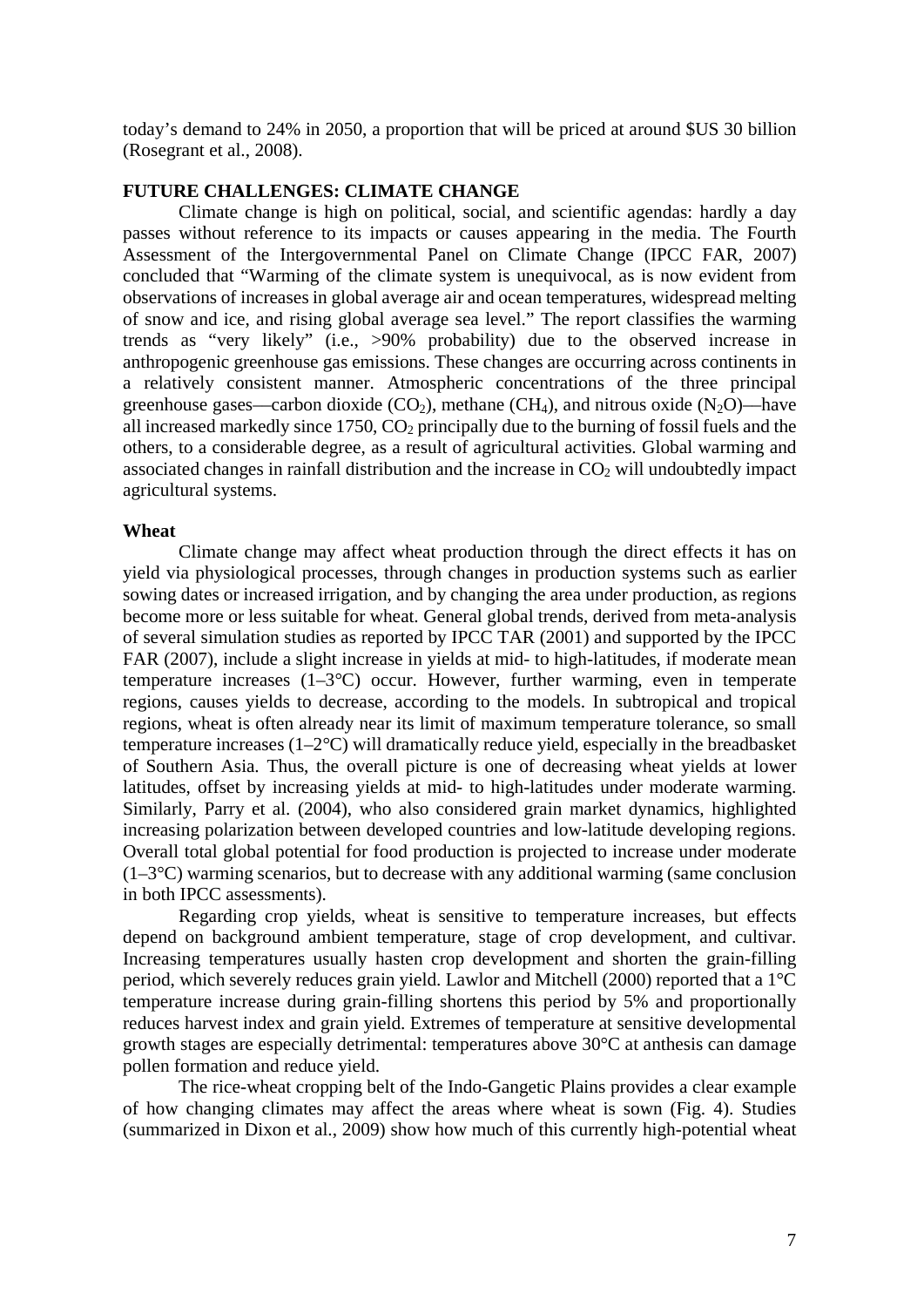today's demand to 24% in 2050, a proportion that will be priced at around $US 30 billion (Rosegrant et al., 2008).

## FUTURE CHALLENGES: CLIMATE CHANGE

Climate change is high on political, social, and scientific agendas: hardly a day passes without reference to its impacts or causes appearing in the media. The Fourth Assessment of the Intergovernmental Panel on Climate Change (IPCC FAR, 2007) concluded that "Warming of the climate system is unequivocal, as is now evident from observations of increases in global average air and ocean temperatures, widespread melting of snow and ice, and rising global average sea level." The report classifies the warming trends as "very likely" (i.e., >90% probability) due to the observed increase in anthropogenic greenhouse gas emissions. These changes are occurring across continents in a relatively consistent manner. Atmospheric concentrations of the three principal greenhouse gases—carbon dioxide ($CO_2$), methane ($CH_4$), and nitrous oxide ($N_2O$)—have all increased markedly since 1750, $CO_2$ principally due to the burning of fossil fuels and the others, to a considerable degree, as a result of agricultural activities. Global warming and associated changes in rainfall distribution and the increase in $CO_2$ will undoubtedly impact agricultural systems.

### Wheat

Climate change may affect wheat production through the direct effects it has on yield via physiological processes, through changes in production systems such as earlier sowing dates or increased irrigation, and by changing the area under production, as regions become more or less suitable for wheat. General global trends, derived from meta-analysis of several simulation studies as reported by IPCC TAR (2001) and supported by the IPCC FAR (2007), include a slight increase in yields at mid- to high-latitudes, if moderate mean temperature increases (1–3°C) occur. However, further warming, even in temperate regions, causes yields to decrease, according to the models. In subtropical and tropical regions, wheat is often already near its limit of maximum temperature tolerance, so small temperature increases (1–2°C) will dramatically reduce yield, especially in the breadbasket of Southern Asia. Thus, the overall picture is one of decreasing wheat yields at lower latitudes, offset by increasing yields at mid- to high-latitudes under moderate warming. Similarly, Parry et al. (2004), who also considered grain market dynamics, highlighted increasing polarization between developed countries and low-latitude developing regions. Overall total global potential for food production is projected to increase under moderate (1–3°C) warming scenarios, but to decrease with any additional warming (same conclusion in both IPCC assessments).

Regarding crop yields, wheat is sensitive to temperature increases, but effects depend on background ambient temperature, stage of crop development, and cultivar. Increasing temperatures usually hasten crop development and shorten the grain-filling period, which severely reduces grain yield. Lawlor and Mitchell (2000) reported that a 1°C temperature increase during grain-filling shortens this period by 5% and proportionally reduces harvest index and grain yield. Extremes of temperature at sensitive developmental growth stages are especially detrimental: temperatures above 30°C at anthesis can damage pollen formation and reduce yield.

The rice-wheat cropping belt of the Indo-Gangetic Plains provides a clear example of how changing climates may affect the areas where wheat is sown (Fig. 4). Studies (summarized in Dixon et al., 2009) show how much of this currently high-potential wheat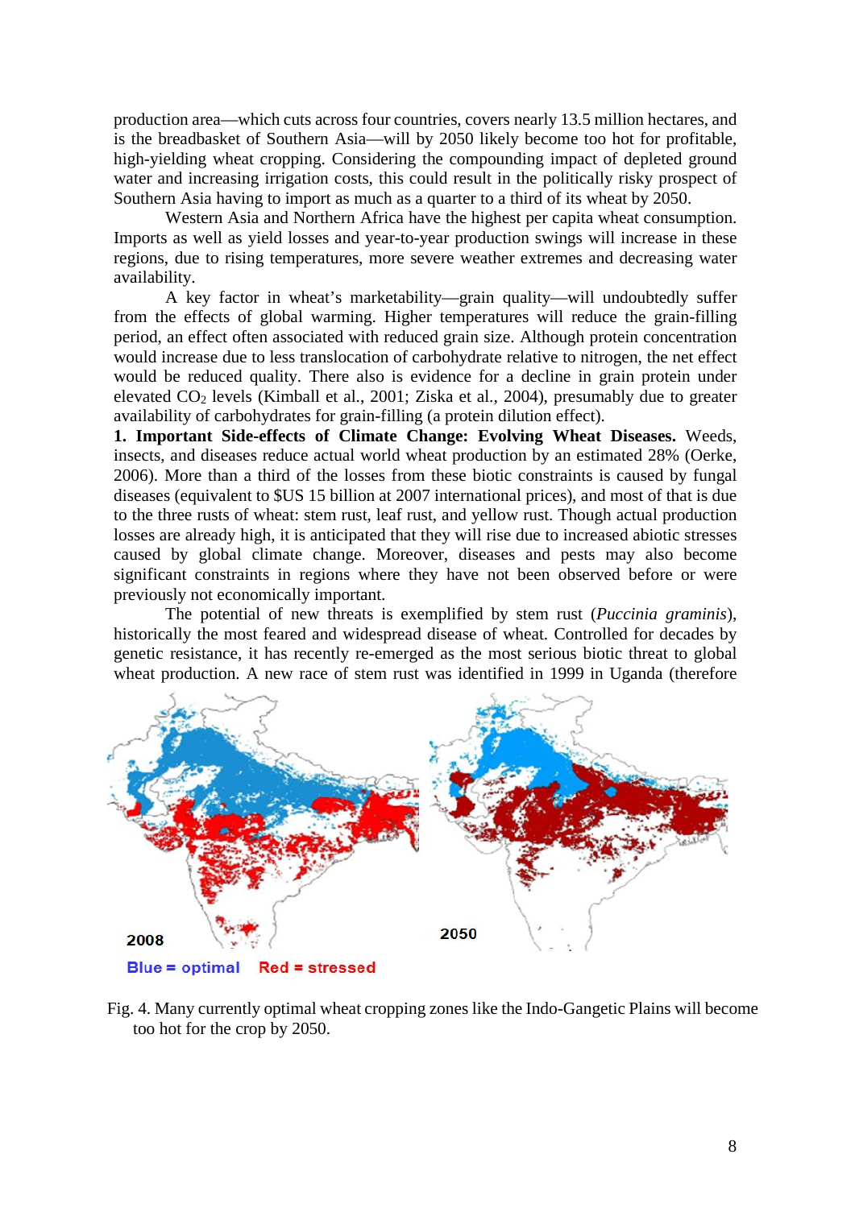production area—which cuts across four countries, covers nearly 13.5 million hectares, and is the breadbasket of Southern Asia—will by 2050 likely become too hot for profitable, high-yielding wheat cropping. Considering the compounding impact of depleted ground water and increasing irrigation costs, this could result in the politically risky prospect of Southern Asia having to import as much as a quarter to a third of its wheat by 2050.

Western Asia and Northern Africa have the highest per capita wheat consumption. Imports as well as yield losses and year-to-year production swings will increase in these regions, due to rising temperatures, more severe weather extremes and decreasing water availability.

A key factor in wheat's marketability—grain quality—will undoubtedly suffer from the effects of global warming. Higher temperatures will reduce the grain-filling period, an effect often associated with reduced grain size. Although protein concentration would increase due to less translocation of carbohydrate relative to nitrogen, the net effect would be reduced quality. There also is evidence for a decline in grain protein under elevated $CO_2$ levels (Kimball et al., 2001; Ziska et al., 2004), presumably due to greater availability of carbohydrates for grain-filling (a protein dilution effect).

**1. Important Side-effects of Climate Change: Evolving Wheat Diseases.** Weeds, insects, and diseases reduce actual world wheat production by an estimated 28% (Oerke, 2006). More than a third of the losses from these biotic constraints is caused by fungal diseases (equivalent to $US 15 billion at 2007 international prices), and most of that is due to the three rusts of wheat: stem rust, leaf rust, and yellow rust. Though actual production losses are already high, it is anticipated that they will rise due to increased abiotic stresses caused by global climate change. Moreover, diseases and pests may also become significant constraints in regions where they have not been observed before or were previously not economically important.

The potential of new threats is exemplified by stem rust (*Puccinia graminis*), historically the most feared and widespread disease of wheat. Controlled for decades by genetic resistance, it has recently re-emerged as the most serious biotic threat to global wheat production. A new race of stem rust was identified in 1999 in Uganda (therefore

2008 2050

Blue = optimal Red = stressed

Fig. 4. Many currently optimal wheat cropping zones like the Indo-Gangetic Plains will become too hot for the crop by 2050.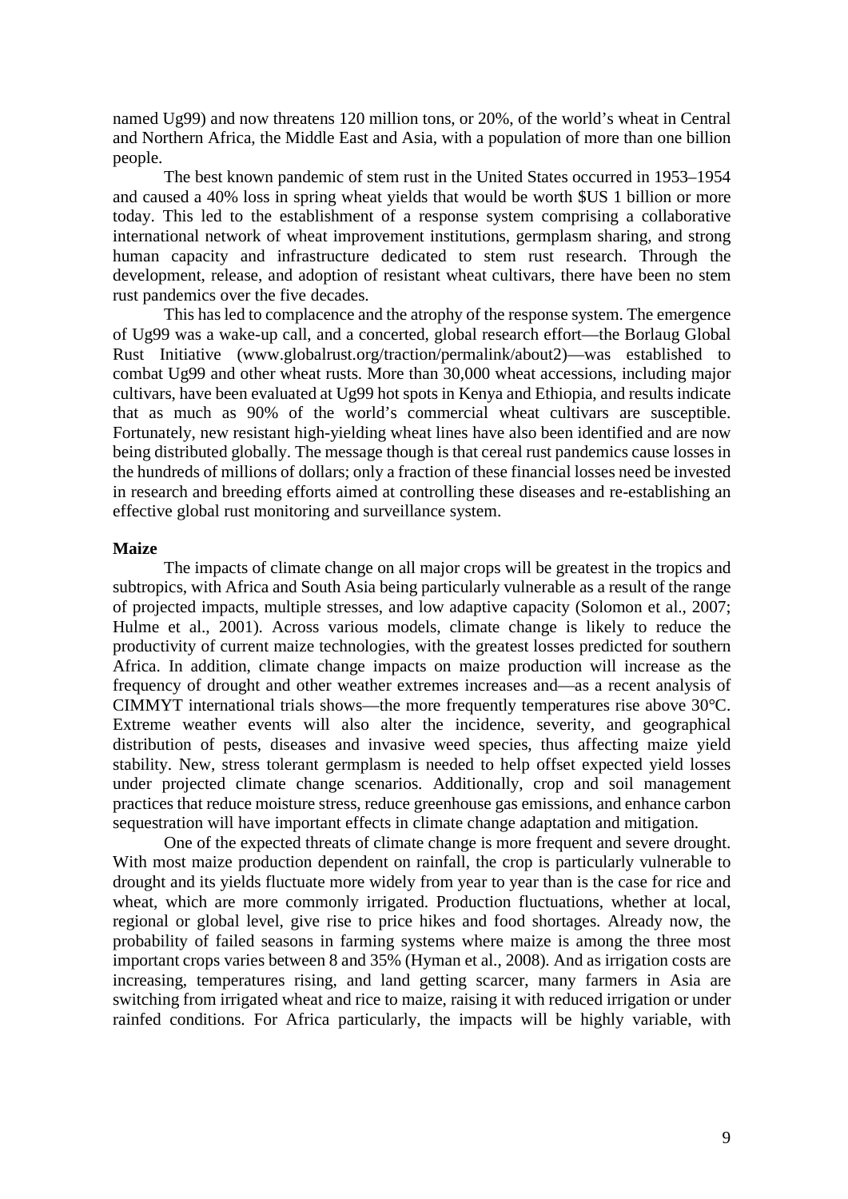named Ug99) and now threatens 120 million tons, or 20%, of the world's wheat in Central and Northern Africa, the Middle East and Asia, with a population of more than one billion people.

The best known pandemic of stem rust in the United States occurred in 1953–1954 and caused a 40% loss in spring wheat yields that would be worth $US 1 billion or more today. This led to the establishment of a response system comprising a collaborative international network of wheat improvement institutions, germplasm sharing, and strong human capacity and infrastructure dedicated to stem rust research. Through the development, release, and adoption of resistant wheat cultivars, there have been no stem rust pandemics over the five decades.

This has led to complacence and the atrophy of the response system. The emergence of Ug99 was a wake-up call, and a concerted, global research effort—the Borlaug Global Rust Initiative (www.globalrust.org/traction/permalink/about2)—was established to combat Ug99 and other wheat rusts. More than 30,000 wheat accessions, including major cultivars, have been evaluated at Ug99 hot spots in Kenya and Ethiopia, and results indicate that as much as 90% of the world's commercial wheat cultivars are susceptible. Fortunately, new resistant high-yielding wheat lines have also been identified and are now being distributed globally. The message though is that cereal rust pandemics cause losses in the hundreds of millions of dollars; only a fraction of these financial losses need be invested in research and breeding efforts aimed at controlling these diseases and re-establishing an effective global rust monitoring and surveillance system.

**Maize**

The impacts of climate change on all major crops will be greatest in the tropics and subtropics, with Africa and South Asia being particularly vulnerable as a result of the range of projected impacts, multiple stresses, and low adaptive capacity (Solomon et al., 2007; Hulme et al., 2001). Across various models, climate change is likely to reduce the productivity of current maize technologies, with the greatest losses predicted for southern Africa. In addition, climate change impacts on maize production will increase as the frequency of drought and other weather extremes increases and—as a recent analysis of CIMMYT international trials shows—the more frequently temperatures rise above 30°C. Extreme weather events will also alter the incidence, severity, and geographical distribution of pests, diseases and invasive weed species, thus affecting maize yield stability. New, stress tolerant germplasm is needed to help offset expected yield losses under projected climate change scenarios. Additionally, crop and soil management practices that reduce moisture stress, reduce greenhouse gas emissions, and enhance carbon sequestration will have important effects in climate change adaptation and mitigation.

One of the expected threats of climate change is more frequent and severe drought. With most maize production dependent on rainfall, the crop is particularly vulnerable to drought and its yields fluctuate more widely from year to year than is the case for rice and wheat, which are more commonly irrigated. Production fluctuations, whether at local, regional or global level, give rise to price hikes and food shortages. Already now, the probability of failed seasons in farming systems where maize is among the three most important crops varies between 8 and 35% (Hyman et al., 2008). And as irrigation costs are increasing, temperatures rising, and land getting scarcer, many farmers in Asia are switching from irrigated wheat and rice to maize, raising it with reduced irrigation or under rainfed conditions. For Africa particularly, the impacts will be highly variable, with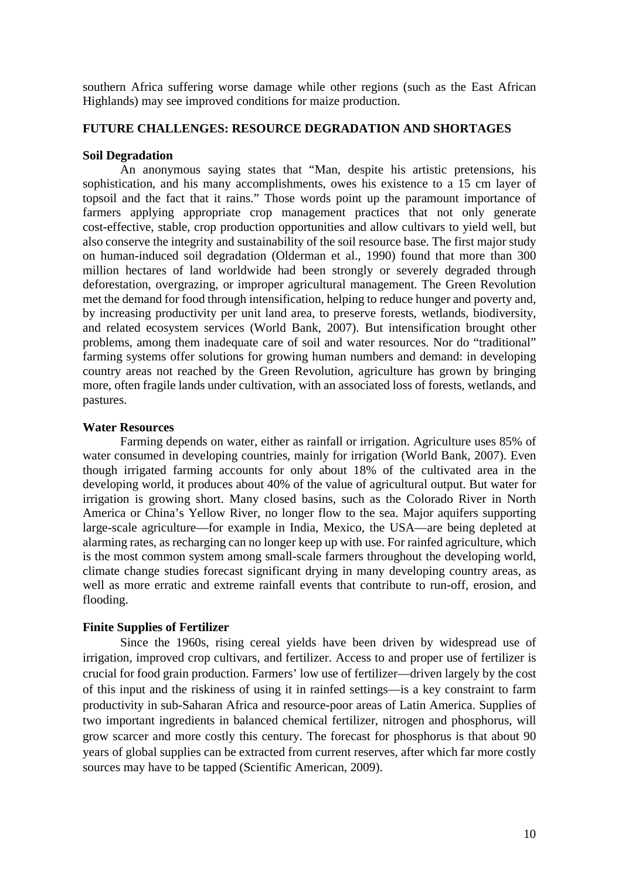southern Africa suffering worse damage while other regions (such as the East African Highlands) may see improved conditions for maize production.

## FUTURE CHALLENGES: RESOURCE DEGRADATION AND SHORTAGES

### Soil Degradation

An anonymous saying states that “Man, despite his artistic pretensions, his sophistication, and his many accomplishments, owes his existence to a 15 cm layer of topsoil and the fact that it rains.” Those words point up the paramount importance of farmers applying appropriate crop management practices that not only generate cost-effective, stable, crop production opportunities and allow cultivars to yield well, but also conserve the integrity and sustainability of the soil resource base. The first major study on human-induced soil degradation (Olderman et al., 1990) found that more than 300 million hectares of land worldwide had been strongly or severely degraded through deforestation, overgrazing, or improper agricultural management. The Green Revolution met the demand for food through intensification, helping to reduce hunger and poverty and, by increasing productivity per unit land area, to preserve forests, wetlands, biodiversity, and related ecosystem services (World Bank, 2007). But intensification brought other problems, among them inadequate care of soil and water resources. Nor do “traditional” farming systems offer solutions for growing human numbers and demand: in developing country areas not reached by the Green Revolution, agriculture has grown by bringing more, often fragile lands under cultivation, with an associated loss of forests, wetlands, and pastures.

### Water Resources

Farming depends on water, either as rainfall or irrigation. Agriculture uses 85% of water consumed in developing countries, mainly for irrigation (World Bank, 2007). Even though irrigated farming accounts for only about 18% of the cultivated area in the developing world, it produces about 40% of the value of agricultural output. But water for irrigation is growing short. Many closed basins, such as the Colorado River in North America or China’s Yellow River, no longer flow to the sea. Major aquifers supporting large-scale agriculture—for example in India, Mexico, the USA—are being depleted at alarming rates, as recharging can no longer keep up with use. For rainfed agriculture, which is the most common system among small-scale farmers throughout the developing world, climate change studies forecast significant drying in many developing country areas, as well as more erratic and extreme rainfall events that contribute to run-off, erosion, and flooding.

### Finite Supplies of Fertilizer

Since the 1960s, rising cereal yields have been driven by widespread use of irrigation, improved crop cultivars, and fertilizer. Access to and proper use of fertilizer is crucial for food grain production. Farmers’ low use of fertilizer—driven largely by the cost of this input and the riskiness of using it in rainfed settings—is a key constraint to farm productivity in sub-Saharan Africa and resource-poor areas of Latin America. Supplies of two important ingredients in balanced chemical fertilizer, nitrogen and phosphorus, will grow scarcer and more costly this century. The forecast for phosphorus is that about 90 years of global supplies can be extracted from current reserves, after which far more costly sources may have to be tapped (Scientific American, 2009).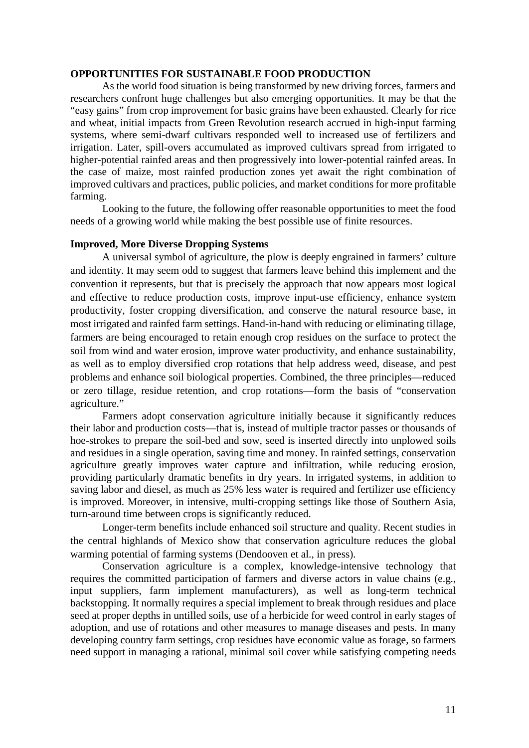## OPPORTUNITIES FOR SUSTAINABLE FOOD PRODUCTION

As the world food situation is being transformed by new driving forces, farmers and researchers confront huge challenges but also emerging opportunities. It may be that the "easy gains" from crop improvement for basic grains have been exhausted. Clearly for rice and wheat, initial impacts from Green Revolution research accrued in high-input farming systems, where semi-dwarf cultivars responded well to increased use of fertilizers and irrigation. Later, spill-overs accumulated as improved cultivars spread from irrigated to higher-potential rainfed areas and then progressively into lower-potential rainfed areas. In the case of maize, most rainfed production zones yet await the right combination of improved cultivars and practices, public policies, and market conditions for more profitable farming.

Looking to the future, the following offer reasonable opportunities to meet the food needs of a growing world while making the best possible use of finite resources.

### Improved, More Diverse Dropping Systems

A universal symbol of agriculture, the plow is deeply engrained in farmers' culture and identity. It may seem odd to suggest that farmers leave behind this implement and the convention it represents, but that is precisely the approach that now appears most logical and effective to reduce production costs, improve input-use efficiency, enhance system productivity, foster cropping diversification, and conserve the natural resource base, in most irrigated and rainfed farm settings. Hand-in-hand with reducing or eliminating tillage, farmers are being encouraged to retain enough crop residues on the surface to protect the soil from wind and water erosion, improve water productivity, and enhance sustainability, as well as to employ diversified crop rotations that help address weed, disease, and pest problems and enhance soil biological properties. Combined, the three principles—reduced or zero tillage, residue retention, and crop rotations—form the basis of "conservation agriculture."

Farmers adopt conservation agriculture initially because it significantly reduces their labor and production costs—that is, instead of multiple tractor passes or thousands of hoe-strokes to prepare the soil-bed and sow, seed is inserted directly into unplowed soils and residues in a single operation, saving time and money. In rainfed settings, conservation agriculture greatly improves water capture and infiltration, while reducing erosion, providing particularly dramatic benefits in dry years. In irrigated systems, in addition to saving labor and diesel, as much as 25% less water is required and fertilizer use efficiency is improved. Moreover, in intensive, multi-cropping settings like those of Southern Asia, turn-around time between crops is significantly reduced.

Longer-term benefits include enhanced soil structure and quality. Recent studies in the central highlands of Mexico show that conservation agriculture reduces the global warming potential of farming systems (Dendooven et al., in press).

Conservation agriculture is a complex, knowledge-intensive technology that requires the committed participation of farmers and diverse actors in value chains (e.g., input suppliers, farm implement manufacturers), as well as long-term technical backstopping. It normally requires a special implement to break through residues and place seed at proper depths in untilled soils, use of a herbicide for weed control in early stages of adoption, and use of rotations and other measures to manage diseases and pests. In many developing country farm settings, crop residues have economic value as forage, so farmers need support in managing a rational, minimal soil cover while satisfying competing needs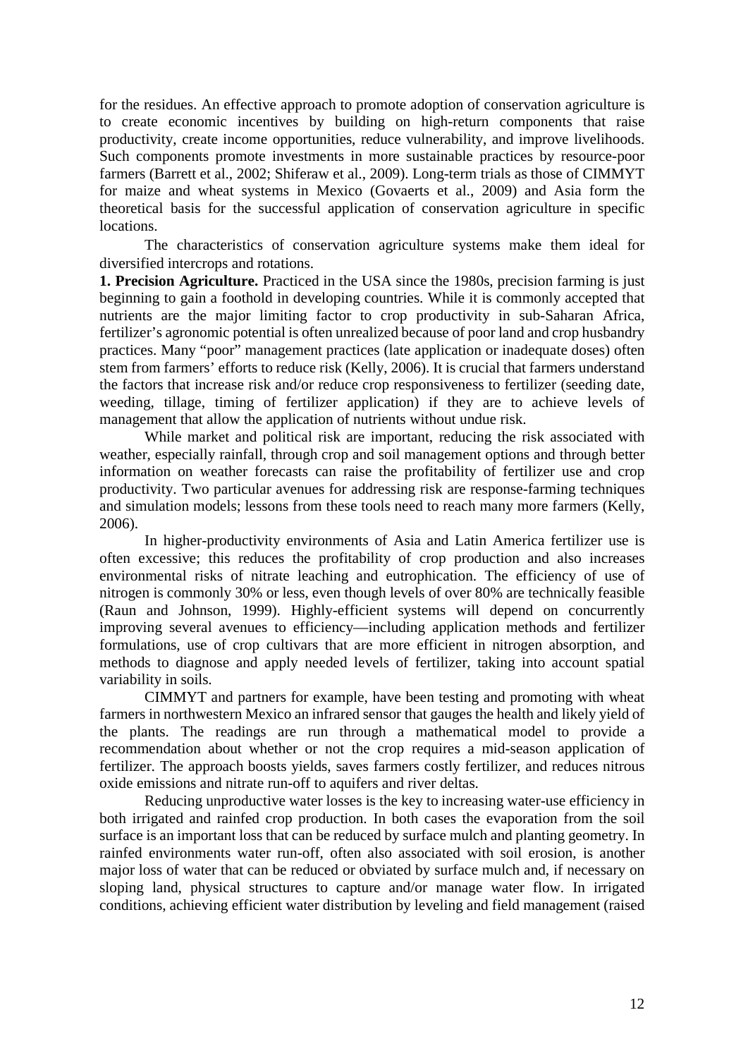for the residues. An effective approach to promote adoption of conservation agriculture is to create economic incentives by building on high-return components that raise productivity, create income opportunities, reduce vulnerability, and improve livelihoods. Such components promote investments in more sustainable practices by resource-poor farmers (Barrett et al., 2002; Shiferaw et al., 2009). Long-term trials as those of CIMMYT for maize and wheat systems in Mexico (Govaerts et al., 2009) and Asia form the theoretical basis for the successful application of conservation agriculture in specific locations.

The characteristics of conservation agriculture systems make them ideal for diversified intercrops and rotations.

**1. Precision Agriculture.** Practiced in the USA since the 1980s, precision farming is just beginning to gain a foothold in developing countries. While it is commonly accepted that nutrients are the major limiting factor to crop productivity in sub-Saharan Africa, fertilizer's agronomic potential is often unrealized because of poor land and crop husbandry practices. Many "poor" management practices (late application or inadequate doses) often stem from farmers' efforts to reduce risk (Kelly, 2006). It is crucial that farmers understand the factors that increase risk and/or reduce crop responsiveness to fertilizer (seeding date, weeding, tillage, timing of fertilizer application) if they are to achieve levels of management that allow the application of nutrients without undue risk.

While market and political risk are important, reducing the risk associated with weather, especially rainfall, through crop and soil management options and through better information on weather forecasts can raise the profitability of fertilizer use and crop productivity. Two particular avenues for addressing risk are response-farming techniques and simulation models; lessons from these tools need to reach many more farmers (Kelly, 2006).

In higher-productivity environments of Asia and Latin America fertilizer use is often excessive; this reduces the profitability of crop production and also increases environmental risks of nitrate leaching and eutrophication. The efficiency of use of nitrogen is commonly 30% or less, even though levels of over 80% are technically feasible (Raun and Johnson, 1999). Highly-efficient systems will depend on concurrently improving several avenues to efficiency—including application methods and fertilizer formulations, use of crop cultivars that are more efficient in nitrogen absorption, and methods to diagnose and apply needed levels of fertilizer, taking into account spatial variability in soils.

CIMMYT and partners for example, have been testing and promoting with wheat farmers in northwestern Mexico an infrared sensor that gauges the health and likely yield of the plants. The readings are run through a mathematical model to provide a recommendation about whether or not the crop requires a mid-season application of fertilizer. The approach boosts yields, saves farmers costly fertilizer, and reduces nitrous oxide emissions and nitrate run-off to aquifers and river deltas.

Reducing unproductive water losses is the key to increasing water-use efficiency in both irrigated and rainfed crop production. In both cases the evaporation from the soil surface is an important loss that can be reduced by surface mulch and planting geometry. In rainfed environments water run-off, often also associated with soil erosion, is another major loss of water that can be reduced or obviated by surface mulch and, if necessary on sloping land, physical structures to capture and/or manage water flow. In irrigated conditions, achieving efficient water distribution by leveling and field management (raised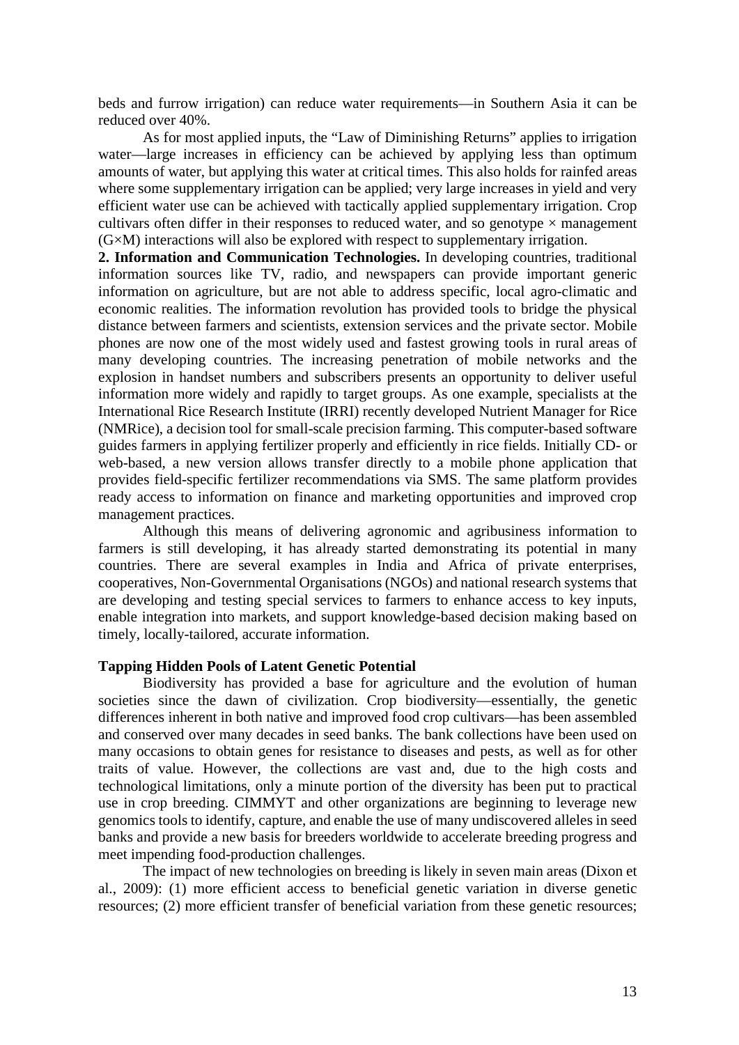beds and furrow irrigation) can reduce water requirements—in Southern Asia it can be reduced over 40%.

As for most applied inputs, the "Law of Diminishing Returns" applies to irrigation water—large increases in efficiency can be achieved by applying less than optimum amounts of water, but applying this water at critical times. This also holds for rainfed areas where some supplementary irrigation can be applied; very large increases in yield and very efficient water use can be achieved with tactically applied supplementary irrigation. Crop cultivars often differ in their responses to reduced water, and so genotype × management (G×M) interactions will also be explored with respect to supplementary irrigation.

**2. Information and Communication Technologies.** In developing countries, traditional information sources like TV, radio, and newspapers can provide important generic information on agriculture, but are not able to address specific, local agro-climatic and economic realities. The information revolution has provided tools to bridge the physical distance between farmers and scientists, extension services and the private sector. Mobile phones are now one of the most widely used and fastest growing tools in rural areas of many developing countries. The increasing penetration of mobile networks and the explosion in handset numbers and subscribers presents an opportunity to deliver useful information more widely and rapidly to target groups. As one example, specialists at the International Rice Research Institute (IRRI) recently developed Nutrient Manager for Rice (NMRice), a decision tool for small-scale precision farming. This computer-based software guides farmers in applying fertilizer properly and efficiently in rice fields. Initially CD- or web-based, a new version allows transfer directly to a mobile phone application that provides field-specific fertilizer recommendations via SMS. The same platform provides ready access to information on finance and marketing opportunities and improved crop management practices.

Although this means of delivering agronomic and agribusiness information to farmers is still developing, it has already started demonstrating its potential in many countries. There are several examples in India and Africa of private enterprises, cooperatives, Non-Governmental Organisations (NGOs) and national research systems that are developing and testing special services to farmers to enhance access to key inputs, enable integration into markets, and support knowledge-based decision making based on timely, locally-tailored, accurate information.

**Tapping Hidden Pools of Latent Genetic Potential**

Biodiversity has provided a base for agriculture and the evolution of human societies since the dawn of civilization. Crop biodiversity—essentially, the genetic differences inherent in both native and improved food crop cultivars—has been assembled and conserved over many decades in seed banks. The bank collections have been used on many occasions to obtain genes for resistance to diseases and pests, as well as for other traits of value. However, the collections are vast and, due to the high costs and technological limitations, only a minute portion of the diversity has been put to practical use in crop breeding. CIMMYT and other organizations are beginning to leverage new genomics tools to identify, capture, and enable the use of many undiscovered alleles in seed banks and provide a new basis for breeders worldwide to accelerate breeding progress and meet impending food-production challenges.

The impact of new technologies on breeding is likely in seven main areas (Dixon et al., 2009): (1) more efficient access to beneficial genetic variation in diverse genetic resources; (2) more efficient transfer of beneficial variation from these genetic resources;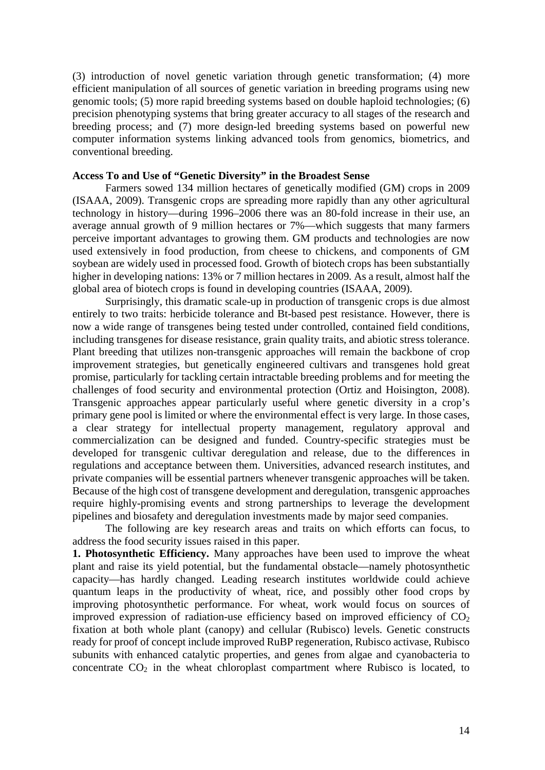(3) introduction of novel genetic variation through genetic transformation; (4) more efficient manipulation of all sources of genetic variation in breeding programs using new genomic tools; (5) more rapid breeding systems based on double haploid technologies; (6) precision phenotyping systems that bring greater accuracy to all stages of the research and breeding process; and (7) more design-led breeding systems based on powerful new computer information systems linking advanced tools from genomics, biometrics, and conventional breeding.

**Access To and Use of "Genetic Diversity" in the Broadest Sense**

Farmers sowed 134 million hectares of genetically modified (GM) crops in 2009 (ISAAA, 2009). Transgenic crops are spreading more rapidly than any other agricultural technology in history—during 1996–2006 there was an 80-fold increase in their use, an average annual growth of 9 million hectares or 7%—which suggests that many farmers perceive important advantages to growing them. GM products and technologies are now used extensively in food production, from cheese to chickens, and components of GM soybean are widely used in processed food. Growth of biotech crops has been substantially higher in developing nations: 13% or 7 million hectares in 2009. As a result, almost half the global area of biotech crops is found in developing countries (ISAAA, 2009).

Surprisingly, this dramatic scale-up in production of transgenic crops is due almost entirely to two traits: herbicide tolerance and Bt-based pest resistance. However, there is now a wide range of transgenes being tested under controlled, contained field conditions, including transgenes for disease resistance, grain quality traits, and abiotic stress tolerance. Plant breeding that utilizes non-transgenic approaches will remain the backbone of crop improvement strategies, but genetically engineered cultivars and transgenes hold great promise, particularly for tackling certain intractable breeding problems and for meeting the challenges of food security and environmental protection (Ortiz and Hoisington, 2008). Transgenic approaches appear particularly useful where genetic diversity in a crop's primary gene pool is limited or where the environmental effect is very large. In those cases, a clear strategy for intellectual property management, regulatory approval and commercialization can be designed and funded. Country-specific strategies must be developed for transgenic cultivar deregulation and release, due to the differences in regulations and acceptance between them. Universities, advanced research institutes, and private companies will be essential partners whenever transgenic approaches will be taken. Because of the high cost of transgene development and deregulation, transgenic approaches require highly-promising events and strong partnerships to leverage the development pipelines and biosafety and deregulation investments made by major seed companies.

The following are key research areas and traits on which efforts can focus, to address the food security issues raised in this paper.

**1. Photosynthetic Efficiency.** Many approaches have been used to improve the wheat plant and raise its yield potential, but the fundamental obstacle—namely photosynthetic capacity—has hardly changed. Leading research institutes worldwide could achieve quantum leaps in the productivity of wheat, rice, and possibly other food crops by improving photosynthetic performance. For wheat, work would focus on sources of improved expression of radiation-use efficiency based on improved efficiency of $CO_2$ fixation at both whole plant (canopy) and cellular (Rubisco) levels. Genetic constructs ready for proof of concept include improved RuBP regeneration, Rubisco activase, Rubisco subunits with enhanced catalytic properties, and genes from algae and cyanobacteria to concentrate $CO_2$ in the wheat chloroplast compartment where Rubisco is located, to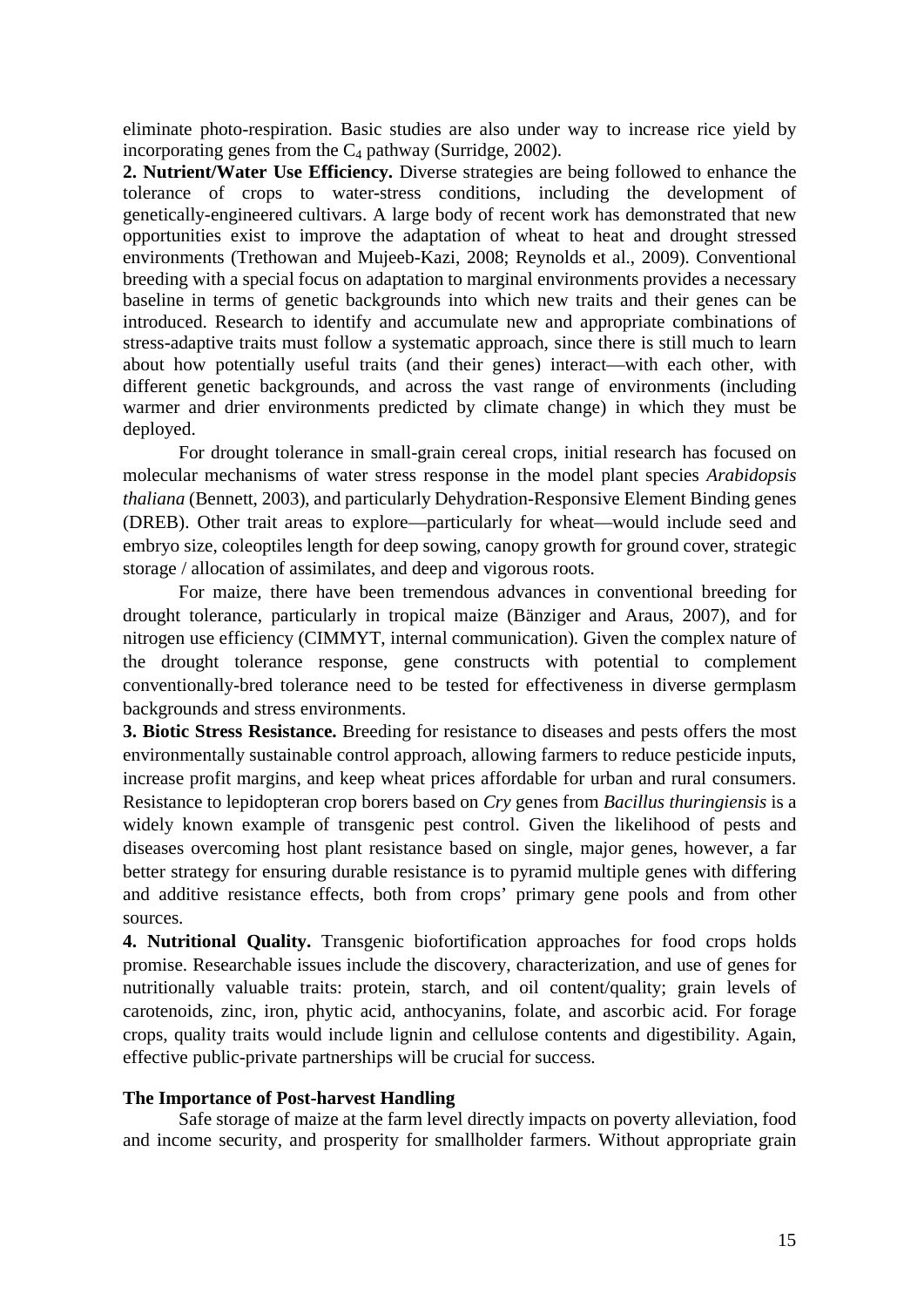eliminate photo-respiration. Basic studies are also under way to increase rice yield by incorporating genes from the $C_4$ pathway (Surridge, 2002).

**2. Nutrient/Water Use Efficiency.** Diverse strategies are being followed to enhance the tolerance of crops to water-stress conditions, including the development of genetically-engineered cultivars. A large body of recent work has demonstrated that new opportunities exist to improve the adaptation of wheat to heat and drought stressed environments (Trethowan and Mujeeb-Kazi, 2008; Reynolds et al., 2009). Conventional breeding with a special focus on adaptation to marginal environments provides a necessary baseline in terms of genetic backgrounds into which new traits and their genes can be introduced. Research to identify and accumulate new and appropriate combinations of stress-adaptive traits must follow a systematic approach, since there is still much to learn about how potentially useful traits (and their genes) interact—with each other, with different genetic backgrounds, and across the vast range of environments (including warmer and drier environments predicted by climate change) in which they must be deployed.

For drought tolerance in small-grain cereal crops, initial research has focused on molecular mechanisms of water stress response in the model plant species *Arabidopsis thaliana* (Bennett, 2003), and particularly Dehydration-Responsive Element Binding genes (DREB). Other trait areas to explore—particularly for wheat—would include seed and embryo size, coleoptiles length for deep sowing, canopy growth for ground cover, strategic storage / allocation of assimilates, and deep and vigorous roots.

For maize, there have been tremendous advances in conventional breeding for drought tolerance, particularly in tropical maize (Bänziger and Araus, 2007), and for nitrogen use efficiency (CIMMYT, internal communication). Given the complex nature of the drought tolerance response, gene constructs with potential to complement conventionally-bred tolerance need to be tested for effectiveness in diverse germplasm backgrounds and stress environments.

**3. Biotic Stress Resistance.** Breeding for resistance to diseases and pests offers the most environmentally sustainable control approach, allowing farmers to reduce pesticide inputs, increase profit margins, and keep wheat prices affordable for urban and rural consumers. Resistance to lepidopteran crop borers based on *Cry* genes from *Bacillus thuringiensis* is a widely known example of transgenic pest control. Given the likelihood of pests and diseases overcoming host plant resistance based on single, major genes, however, a far better strategy for ensuring durable resistance is to pyramid multiple genes with differing and additive resistance effects, both from crops' primary gene pools and from other sources.

**4. Nutritional Quality.** Transgenic biofortification approaches for food crops holds promise. Researchable issues include the discovery, characterization, and use of genes for nutritionally valuable traits: protein, starch, and oil content/quality; grain levels of carotenoids, zinc, iron, phytic acid, anthocyanins, folate, and ascorbic acid. For forage crops, quality traits would include lignin and cellulose contents and digestibility. Again, effective public-private partnerships will be crucial for success.

### The Importance of Post-harvest Handling

Safe storage of maize at the farm level directly impacts on poverty alleviation, food and income security, and prosperity for smallholder farmers. Without appropriate grain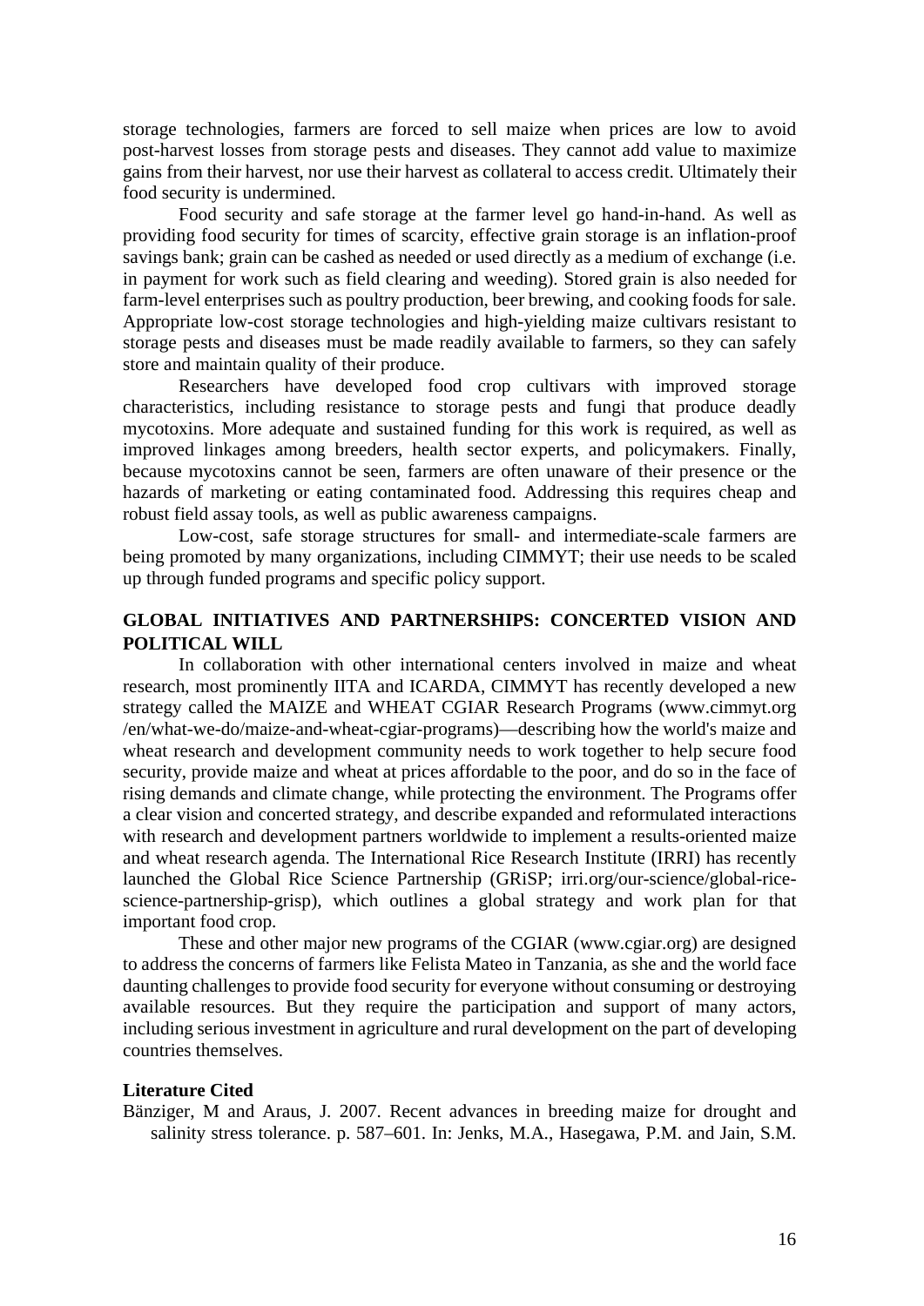storage technologies, farmers are forced to sell maize when prices are low to avoid post-harvest losses from storage pests and diseases. They cannot add value to maximize gains from their harvest, nor use their harvest as collateral to access credit. Ultimately their food security is undermined.

Food security and safe storage at the farmer level go hand-in-hand. As well as providing food security for times of scarcity, effective grain storage is an inflation-proof savings bank; grain can be cashed as needed or used directly as a medium of exchange (i.e. in payment for work such as field clearing and weeding). Stored grain is also needed for farm-level enterprises such as poultry production, beer brewing, and cooking foods for sale. Appropriate low-cost storage technologies and high-yielding maize cultivars resistant to storage pests and diseases must be made readily available to farmers, so they can safely store and maintain quality of their produce.

Researchers have developed food crop cultivars with improved storage characteristics, including resistance to storage pests and fungi that produce deadly mycotoxins. More adequate and sustained funding for this work is required, as well as improved linkages among breeders, health sector experts, and policymakers. Finally, because mycotoxins cannot be seen, farmers are often unaware of their presence or the hazards of marketing or eating contaminated food. Addressing this requires cheap and robust field assay tools, as well as public awareness campaigns.

Low-cost, safe storage structures for small- and intermediate-scale farmers are being promoted by many organizations, including CIMMYT; their use needs to be scaled up through funded programs and specific policy support.

## GLOBAL INITIATIVES AND PARTNERSHIPS: CONCERTED VISION AND POLITICAL WILL

In collaboration with other international centers involved in maize and wheat research, most prominently IITA and ICARDA, CIMMYT has recently developed a new strategy called the MAIZE and WHEAT CGIAR Research Programs (www.cimmyt.org /en/what-we-do/maize-and-wheat-cgiar-programs)—describing how the world's maize and wheat research and development community needs to work together to help secure food security, provide maize and wheat at prices affordable to the poor, and do so in the face of rising demands and climate change, while protecting the environment. The Programs offer a clear vision and concerted strategy, and describe expanded and reformulated interactions with research and development partners worldwide to implement a results-oriented maize and wheat research agenda. The International Rice Research Institute (IRRI) has recently launched the Global Rice Science Partnership (GRiSP; irri.org/our-science/global-rice-science-partnership-grisp), which outlines a global strategy and work plan for that important food crop.

These and other major new programs of the CGIAR (www.cgiar.org) are designed to address the concerns of farmers like Felista Mateo in Tanzania, as she and the world face daunting challenges to provide food security for everyone without consuming or destroying available resources. But they require the participation and support of many actors, including serious investment in agriculture and rural development on the part of developing countries themselves.

### Literature Cited

Bänziger, M and Araus, J. 2007. Recent advances in breeding maize for drought and salinity stress tolerance. p. 587–601. In: Jenks, M.A., Hasegawa, P.M. and Jain, S.M.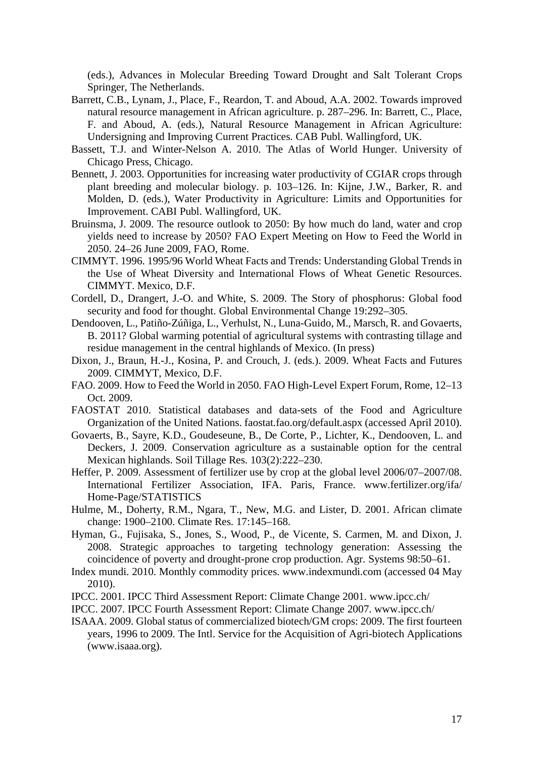(eds.), Advances in Molecular Breeding Toward Drought and Salt Tolerant Crops Springer, The Netherlands.

Barrett, C.B., Lynam, J., Place, F., Reardon, T. and Aboud, A.A. 2002. Towards improved natural resource management in African agriculture. p. 287–296. In: Barrett, C., Place, F. and Aboud, A. (eds.), Natural Resource Management in African Agriculture: Undersigning and Improving Current Practices. CAB Publ. Wallingford, UK.

Bassett, T.J. and Winter-Nelson A. 2010. The Atlas of World Hunger. University of Chicago Press, Chicago.

Bennett, J. 2003. Opportunities for increasing water productivity of CGIAR crops through plant breeding and molecular biology. p. 103–126. In: Kijne, J.W., Barker, R. and Molden, D. (eds.), Water Productivity in Agriculture: Limits and Opportunities for Improvement. CABI Publ. Wallingford, UK.

Bruinsma, J. 2009. The resource outlook to 2050: By how much do land, water and crop yields need to increase by 2050? FAO Expert Meeting on How to Feed the World in 2050. 24–26 June 2009, FAO, Rome.

CIMMYT. 1996. 1995/96 World Wheat Facts and Trends: Understanding Global Trends in the Use of Wheat Diversity and International Flows of Wheat Genetic Resources. CIMMYT. Mexico, D.F.

Cordell, D., Drangert, J.-O. and White, S. 2009. The Story of phosphorus: Global food security and food for thought. Global Environmental Change 19:292–305.

Dendooven, L., Patiño-Zúñiga, L., Verhulst, N., Luna-Guido, M., Marsch, R. and Govaerts, B. 2011? Global warming potential of agricultural systems with contrasting tillage and residue management in the central highlands of Mexico. (In press)

Dixon, J., Braun, H.-J., Kosina, P. and Crouch, J. (eds.). 2009. Wheat Facts and Futures 2009. CIMMYT, Mexico, D.F.

FAO. 2009. How to Feed the World in 2050. FAO High-Level Expert Forum, Rome, 12–13 Oct. 2009.

FAOSTAT 2010. Statistical databases and data-sets of the Food and Agriculture Organization of the United Nations. faostat.fao.org/default.aspx (accessed April 2010).

Govaerts, B., Sayre, K.D., Goudeseune, B., De Corte, P., Lichter, K., Dendooven, L. and Deckers, J. 2009. Conservation agriculture as a sustainable option for the central Mexican highlands. Soil Tillage Res. 103(2):222–230.

Heffer, P. 2009. Assessment of fertilizer use by crop at the global level 2006/07–2007/08. International Fertilizer Association, IFA. Paris, France. www.fertilizer.org/ifa/ Home-Page/STATISTICS

Hulme, M., Doherty, R.M., Ngara, T., New, M.G. and Lister, D. 2001. African climate change: 1900–2100. Climate Res. 17:145–168.

Hyman, G., Fujisaka, S., Jones, S., Wood, P., de Vicente, S. Carmen, M. and Dixon, J. 2008. Strategic approaches to targeting technology generation: Assessing the coincidence of poverty and drought-prone crop production. Agr. Systems 98:50–61.

Index mundi. 2010. Monthly commodity prices. www.indexmundi.com (accessed 04 May 2010).

IPCC. 2001. IPCC Third Assessment Report: Climate Change 2001. www.ipcc.ch/

IPCC. 2007. IPCC Fourth Assessment Report: Climate Change 2007. www.ipcc.ch/

ISAAA. 2009. Global status of commercialized biotech/GM crops: 2009. The first fourteen years, 1996 to 2009. The Intl. Service for the Acquisition of Agri-biotech Applications (www.isaaa.org).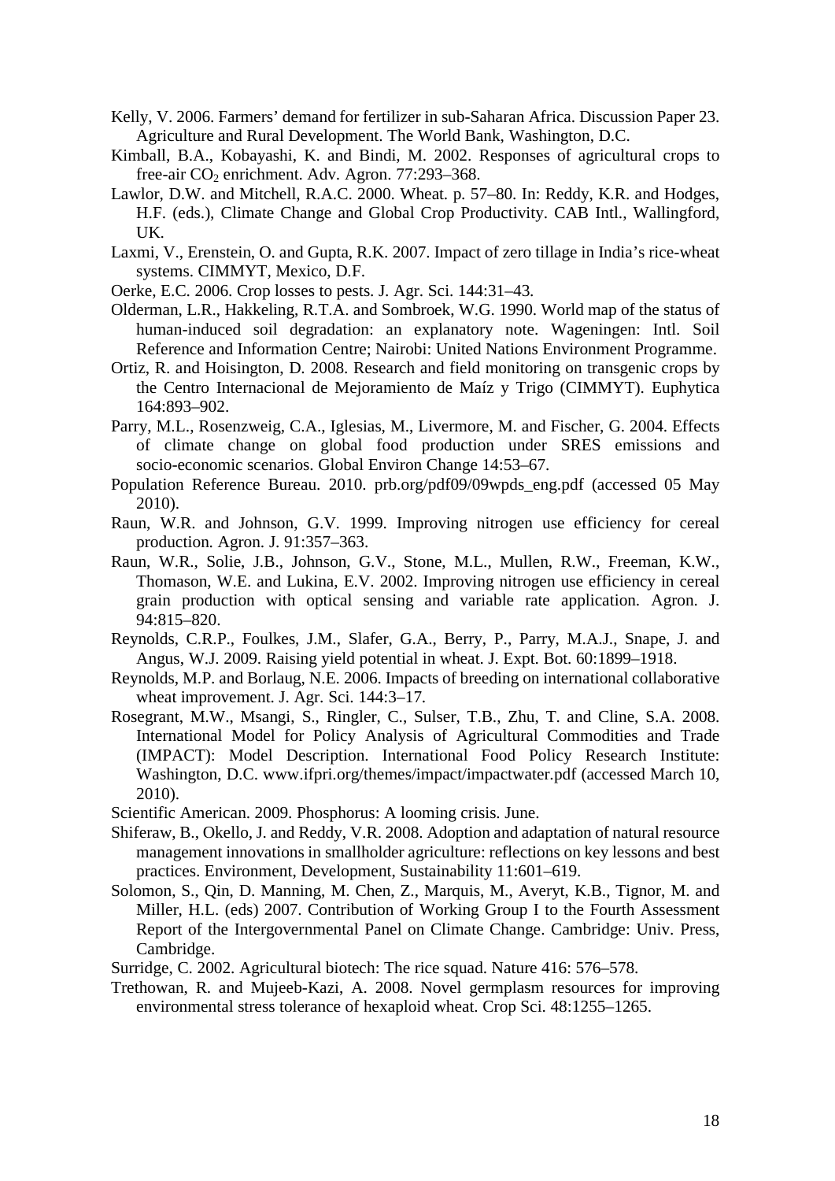Kelly, V. 2006. Farmers' demand for fertilizer in sub-Saharan Africa. Discussion Paper 23. Agriculture and Rural Development. The World Bank, Washington, D.C.

Kimball, B.A., Kobayashi, K. and Bindi, M. 2002. Responses of agricultural crops to free-air $CO_2$ enrichment. Adv. Agron. 77:293–368.

Lawlor, D.W. and Mitchell, R.A.C. 2000. Wheat. p. 57–80. In: Reddy, K.R. and Hodges, H.F. (eds.), Climate Change and Global Crop Productivity. CAB Intl., Wallingford, UK.

Laxmi, V., Erenstein, O. and Gupta, R.K. 2007. Impact of zero tillage in India's rice-wheat systems. CIMMYT, Mexico, D.F.

Oerke, E.C. 2006. Crop losses to pests. J. Agr. Sci. 144:31–43.

Olderman, L.R., Hakkeling, R.T.A. and Sombroek, W.G. 1990. World map of the status of human-induced soil degradation: an explanatory note. Wageningen: Intl. Soil Reference and Information Centre; Nairobi: United Nations Environment Programme.

Ortiz, R. and Hoisington, D. 2008. Research and field monitoring on transgenic crops by the Centro Internacional de Mejoramiento de Maíz y Trigo (CIMMYT). Euphytica 164:893–902.

Parry, M.L., Rosenzweig, C.A., Iglesias, M., Livermore, M. and Fischer, G. 2004. Effects of climate change on global food production under SRES emissions and socio-economic scenarios. Global Environ Change 14:53–67.

Population Reference Bureau. 2010. prb.org/pdf09/09wpds_eng.pdf (accessed 05 May 2010).

Raun, W.R. and Johnson, G.V. 1999. Improving nitrogen use efficiency for cereal production. Agron. J. 91:357–363.

Raun, W.R., Solie, J.B., Johnson, G.V., Stone, M.L., Mullen, R.W., Freeman, K.W., Thomason, W.E. and Lukina, E.V. 2002. Improving nitrogen use efficiency in cereal grain production with optical sensing and variable rate application. Agron. J. 94:815–820.

Reynolds, C.R.P., Foulkes, J.M., Slafer, G.A., Berry, P., Parry, M.A.J., Snape, J. and Angus, W.J. 2009. Raising yield potential in wheat. J. Expt. Bot. 60:1899–1918.

Reynolds, M.P. and Borlaug, N.E. 2006. Impacts of breeding on international collaborative wheat improvement. J. Agr. Sci. 144:3–17.

Rosegrant, M.W., Msangi, S., Ringler, C., Sulser, T.B., Zhu, T. and Cline, S.A. 2008. International Model for Policy Analysis of Agricultural Commodities and Trade (IMPACT): Model Description. International Food Policy Research Institute: Washington, D.C. www.ifpri.org/themes/impact/impactwater.pdf (accessed March 10, 2010).

Scientific American. 2009. Phosphorus: A looming crisis. June.

Shiferaw, B., Okello, J. and Reddy, V.R. 2008. Adoption and adaptation of natural resource management innovations in smallholder agriculture: reflections on key lessons and best practices. Environment, Development, Sustainability 11:601–619.

Solomon, S., Qin, D. Manning, M. Chen, Z., Marquis, M., Averyt, K.B., Tignor, M. and Miller, H.L. (eds) 2007. Contribution of Working Group I to the Fourth Assessment Report of the Intergovernmental Panel on Climate Change. Cambridge: Univ. Press, Cambridge.

Surridge, C. 2002. Agricultural biotech: The rice squad. Nature 416: 576–578.

Trethowan, R. and Mujeeb-Kazi, A. 2008. Novel germplasm resources for improving environmental stress tolerance of hexaploid wheat. Crop Sci. 48:1255–1265.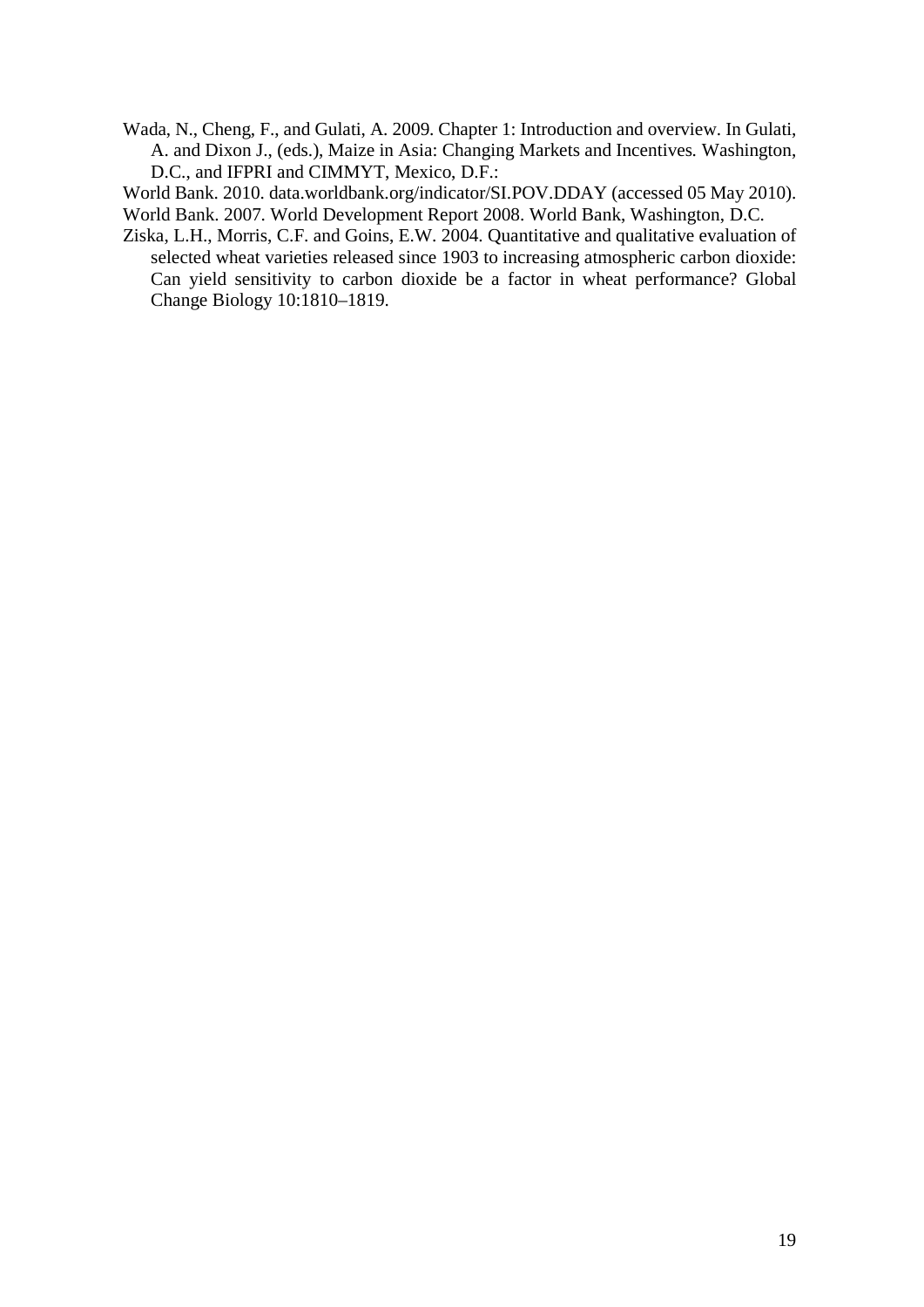Wada, N., Cheng, F., and Gulati, A. 2009. Chapter 1: Introduction and overview. In Gulati, A. and Dixon J., (eds.), Maize in Asia: Changing Markets and Incentives*.* Washington, D.C., and IFPRI and CIMMYT, Mexico, D.F.:

World Bank. 2010. data.worldbank.org/indicator/SI.POV.DDAY (accessed 05 May 2010).

World Bank. 2007. World Development Report 2008. World Bank, Washington, D.C.

Ziska, L.H., Morris, C.F. and Goins, E.W. 2004. Quantitative and qualitative evaluation of selected wheat varieties released since 1903 to increasing atmospheric carbon dioxide: Can yield sensitivity to carbon dioxide be a factor in wheat performance? Global Change Biology 10:1810–1819.